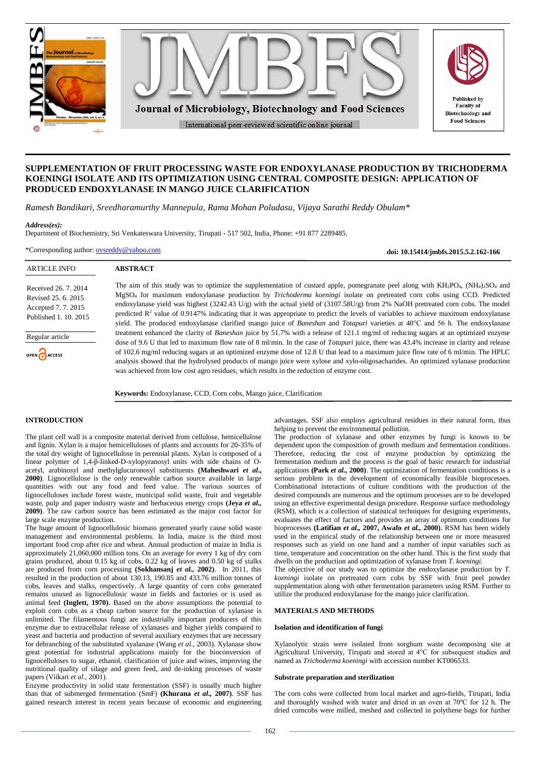# SUPPLEMENTATION OF FRUIT PROCESSING WASTE FOR ENDOXYLANASE PRODUCTION BY TRICHODERMA KOENINGI ISOLATE AND ITS OPTIMIZATION USING CENTRAL COMPOSITE DESIGN: APPLICATION OF PRODUCED ENDOXYLANASE IN MANGO JUICE CLARIFICATION

*Ramesh Bandikari, Sreedharamurthy Mannepula, Rama Mohan Poludasu, Vijaya Sarathi Reddy Obulam**

***Address(es):***
Department of Biochemistry, Sri Venkateswara University, Tirupati - 517 502, India, Phone: +91 877 2289485.

*Corresponding author: ovsreddy@yahoo.com

**doi: 10.15414/jmbfs.2015.5.2.162-166**

ARTICLE INFO

Received 26. 7. 2014
Revised 25. 6. 2015
Accepted 7. 7. 2015
Published 1. 10. 2015

Regular article

OPEN ACCESS

## ABSTRACT

The aim of this study was to optimize the supplementation of custard apple, pomegranate peel along with $KH_2PO_4$, $(NH_4)_2SO_4$ and $MgSO_4$ for maximum endoxylanase production by *Trichoderma koeningi* isolate on pretreated corn cobs using CCD. Predicted endoxylanase yield was highest (3242.43 U/g) with the actual yield of (3107.58U/g) from 2% NaOH pretreated corn cobs. The model predicted $R^2$ value of 0.9147% indicating that it was appropriate to predict the levels of variables to achieve maximum endoxylanase yield. The produced endoxylanase clarified mango juice of *Baneshan* and *Totapuri* varieties at 40°C and 56 h. The endoxylanase treatment enhanced the clarity of *Baneshan* juice by 51.7% with a release of 121.1 mg/ml of reducing sugars at an optimized enzyme dose of 9.6 U that led to maximum flow rate of 8 ml/min. In the case of *Totapuri* juice, there was 43.4% increase in clarity and release of 102.6 mg/ml reducing sugars at an optimized enzyme dose of 12.8 U that lead to a maximum juice flow rate of 6 ml/min. The HPLC analysis showed that the hydrolysed products of mango juice were xylose and xylo-oligosacharides. An optimized xylanase production was achieved from low cost agro residues, which results in the reduction of enzyme cost.

**Keywords:** Endoxylanase, CCD, Corn cobs, Mango juice, Clarification

## INTRODUCTION

The plant cell wall is a composite material derived from cellulose, hemicellulose and lignin. Xylan is a major hemicelluloses of plants and accounts for 20-35% of the total dry weight of lignocellulose in perennial plants. Xylan is composed of a linear polymer of 1,4-β-linked-D-xylopyranosyl units with side chains of O-acetyl, arabinosyl and methylglucuronosyl substituents **(Maheshwari *et al.*, 2000)**. Lignocellulose is the only renewable carbon source available in large quantities with out any food and feed value. The various sources of lignocelluloses include forest waste, municipal solid waste, fruit and vegetable waste, pulp and paper industry waste and herbaceous energy crops **(Jeya *et al.*, 2009)**. The raw carbon source has been estimated as the major cost factor for large scale enzyme production.

The huge amount of lignocellulosic biomass generated yearly cause solid waste management and environmental problems. In India, maize is the third most important food crop after rice and wheat. Annual production of maize in India is approximately 21,060,000 million tons. On an average for every 1 kg of dry corn grains produced, about 0.15 kg of cobs, 0.22 kg of leaves and 0.50 kg of stalks are produced from corn processing **(Sokhansanj *et al.*, 2002)**. In 2011, this resulted in the production of about 130.13, 190.85 and 433.76 million tonnes of cobs, leaves and stalks, respectively. A large quantity of corn cobs generated remains unused as lignocellulosic waste in fields and factories or is used as animal feed **(Inglett, 1970)**. Based on the above assumptions the potential to exploit corn cobs as a cheap carbon source for the production of xylanase is unlimited. The filamentous fungi are industrially important producers of this enzyme due to extracellular release of xylanases and higher yields compared to yeast and bacteria and production of several auxiliary enzymes that are necessary for debranching of the substituted xyalanase (Wang *et al.*, 2003). Xylanase show great potential for industrial applications mainly for the bioconversion of lignocelluloses to sugar, ethanol, clarification of juice and wines, improving the nutritional quality of silage and green feed, and de-inking processes of waste papers (Viikari *et al.*, 2001).

Enzyme productivity in solid state fermentation (SSF) is usually much higher than that of submerged fermentation (SmF) **(Khurana *et al.*, 2007)**. SSF has gained research interest in recent years because of economic and engineering advantages. SSF also employs agricultural residues in their natural form, thus helping to prevent the environmental pollution.

The production of xylanase and other enzymes by fungi is known to be dependent upon the composition of growth medium and fermentation conditions. Therefore, reducing the cost of enzyme production by optimizing the fermentation medium and the process is the goal of basic research for industrial applications **(Park *et al.*, 2000)**. The optimization of fermentation conditions is a serious problem in the development of economically feasible bioprocesses. Combinational interactions of culture conditions with the production of the desired compounds are numerous and the optimum processes are to be developed using an effective experimental design procedure. Response surface methodology (RSM), which is a collection of statistical techniques for designing experiments, evaluates the effect of factors and provides an array of optimum conditions for bioprocesses **(Latifian *et al.*, 2007, Awafo *et al.*, 2000)**. RSM has been widely used in the empirical study of the relationship between one or more measured responses such as yield on one hand and a number of input variables such as time, temperature and concentration on the other hand. This is the first study that dwells on the production and optimization of xylanase from *T. koeningi*.

The objective of our study was to optimize the endoxylanase production by *T. koeningi* isolate on pretreated corn cobs by SSF with fruit peel powder supplementation along with other fermentation parameters using RSM. Further to utilize the produced endoxylanase for the mango juice clarification.

## MATERIALS AND METHODS

### Isolation and identification of fungi

Xylanolytic strain were isolated from sorghum waste decomposing site at Agricultural University, Tirupati and stored at 4°C for subsequent studies and named as *Trichoderma koeningi* with accession number KT006533.

### Substrate preparation and sterilization

The corn cobs were collected from local market and agro-fields, Tirupati, India and thoroughly washed with water and dried in an oven at 70ºC for 12 h. The dried corncobs were milled, meshed and collected in polythene bags for further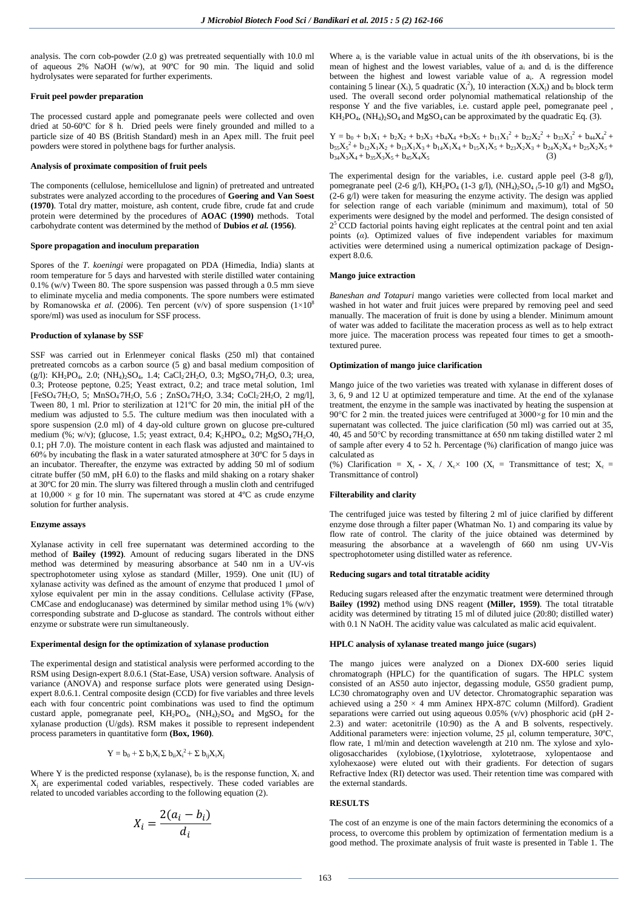analysis. The corn cob-powder (2.0 g) was pretreated sequentially with 10.0 ml of aqueous 2% NaOH (w/w), at 90ºC for 90 min. The liquid and solid hydrolysates were separated for further experiments.

### Fruit peel powder preparation

The processed custard apple and pomegranate peels were collected and oven dried at 50-60ºC for 8 h. Dried peels were finely grounded and milled to a particle size of 40 BS (British Standard) mesh in an Apex mill. The fruit peel powders were stored in polythene bags for further analysis.

### Analysis of proximate composition of fruit peels

The components (cellulose, hemicellulose and lignin) of pretreated and untreated substrates were analyzed according to the procedures of **Goering and Van Soest (1970)**. Total dry matter, moisture, ash content, crude fibre, crude fat and crude protein were determined by the procedures of **AOAC (1990)** methods. Total carbohydrate content was determined by the method of **Dubios *et al.* (1956)**.

### Spore propagation and inoculum preparation

Spores of the *T. koeningi* were propagated on PDA (Himedia, India) slants at room temperature for 5 days and harvested with sterile distilled water containing 0.1% (w/v) Tween 80. The spore suspension was passed through a 0.5 mm sieve to eliminate mycelia and media components. The spore numbers were estimated by Romanowska *et al.* (2006). Ten percent (v/v) of spore suspension ($1\times10^8$ spore/ml) was used as inoculum for SSF process.

### Production of xylanase by SSF

SSF was carried out in Erlenmeyer conical flasks (250 ml) that contained pretreated corncobs as a carbon source (5 g) and basal medium composition of (g/l): $KH_2PO_4$, 2.0; $(NH_4)_2SO_4$, 1.4; $CaCl_2{\cdot}2H_2O$, 0.3; $MgSO_4{\cdot}7H_2O$, 0.3; urea, 0.3; Proteose peptone, 0.25; Yeast extract, 0.2; and trace metal solution, 1ml [$FeSO_4{\cdot}7H_2O$, 5; $MnSO_4{\cdot}7H_2O$, 5.6 ; $ZnSO_4{\cdot}7H_2O$, 3.34; $CoCl_2{\cdot}2H_2O$, 2 mg/l], Tween 80, 1 ml. Prior to sterilization at 121ºC for 20 min, the initial pH of the medium was adjusted to 5.5. The culture medium was then inoculated with a spore suspension (2.0 ml) of 4 day-old culture grown on glucose pre-cultured medium (%; w/v); (glucose, 1.5; yeast extract, 0.4; $K_2HPO_4$, 0.2; $MgSO_4{\cdot}7H_2O$, 0.1; pH 7.0). The moisture content in each flask was adjusted and maintained to 60% by incubating the flask in a water saturated atmosphere at 30ºC for 5 days in an incubator. Thereafter, the enzyme was extracted by adding 50 ml of sodium citrate buffer (50 mM, pH 6.0) to the flasks and mild shaking on a rotary shaker at 30ºC for 20 min. The slurry was filtered through a muslin cloth and centrifuged at $10,000 \times g$ for 10 min. The supernatant was stored at 4ºC as crude enzyme solution for further analysis.

### Enzyme assays

Xylanase activity in cell free supernatant was determined according to the method of **Bailey (1992)**. Amount of reducing sugars liberated in the DNS method was determined by measuring absorbance at 540 nm in a UV-vis spectrophotometer using xylose as standard (Miller, 1959). One unit (IU) of xylanase activity was defined as the amount of enzyme that produced 1 μmol of xylose equivalent per min in the assay conditions. Cellulase activity (FPase, CMCase and endoglucanase) was determined by similar method using 1% (w/v) corresponding substrate and D-glucose as standard. The controls without either enzyme or substrate were run simultaneously.

### Experimental design for the optimization of xylanase production

The experimental design and statistical analysis were performed according to the RSM using Design-expert 8.0.6.1 (Stat-Ease, USA) version software. Analysis of variance (ANOVA) and response surface plots were generated using Design-expert 8.0.6.1. Central composite design (CCD) for five variables and three levels each with four concentric point combinations was used to find the optimum custard apple, pomegranate peel, $KH_2PO_4$, $(NH_4)_2SO_4$ and $MgSO_4$ for the xylanase production (U/gds). RSM makes it possible to represent independent process parameters in quantitative form **(Box, 1960)**.

$$Y = b_0 + \Sigma\, b_iX_i\, \Sigma\, b_{ii}X_i^2 + \Sigma\, b_{ij}X_iX_j$$

Where Y is the predicted response (xylanase), $b_0$ is the response function, $X_i$ and $X_j$ are experimental coded variables, respectively. These coded variables are related to uncoded variables according to the following equation (2).

$$X_i = \frac{2(a_i - b_i)}{d_i}$$

Where $a_i$ is the variable value in actual units of the *i*th observations, bi is the mean of highest and the lowest variables, value of $a_i$ and $d_i$ is the difference between the highest and lowest variable value of $a_i$. A regression model containing 5 linear ($X_i$), 5 quadratic ($X_i^2$), 10 interaction ($X_iX_j$) and $b_0$ block term used. The overall second order polynomial mathematical relationship of the response Y and the five variables, i.e. custard apple peel, pomegranate peel , $KH_2PO_4$, $(NH_4)_2SO_4$ and $MgSO_4$ can be approximated by the quadratic Eq. (3).

$$Y = b_0 + b_1X_1 + b_2X_2 + b_3X_3 + b_4X_4 + b_5X_5 + b_{11}X_1^2 + b_{22}X_2^2 + b_{33}X_3^2 + b_{44}X_4^2 + b_{55}X_5^2 + b_{12}X_1X_2 + b_{13}X_1X_3 + b_{14}X_1X_4 + b_{15}X_1X_5 + b_{23}X_2X_3 + b_{24}X_2X_4 + b_{25}X_2X_5 + b_{34}X_3X_4 + b_{35}X_3X_5 + b_{45}X_4X_5 \quad (3)$$

The experimental design for the variables, i.e. custard apple peel (3-8 g/l), pomegranate peel (2-6 g/l), $KH_2PO_4$ (1-3 g/l), $(NH_4)_2SO_4$ (5-10 g/l) and $MgSO_4$ (2-6 g/l) were taken for measuring the enzyme activity. The design was applied for selection range of each variable (minimum and maximum), total of 50 experiments were designed by the model and performed. The design consisted of $2^5$ CCD factorial points having eight replicates at the central point and ten axial points ($\alpha$). Optimized values of five independent variables for maximum activities were determined using a numerical optimization package of Design-expert 8.0.6.

### Mango juice extraction

*Baneshan and Totapuri* mango varieties were collected from local market and washed in hot water and fruit juices were prepared by removing peel and seed manually. The maceration of fruit is done by using a blender. Minimum amount of water was added to facilitate the maceration process as well as to help extract more juice. The maceration process was repeated four times to get a smooth-textured puree.

### Optimization of mango juice clarification

Mango juice of the two varieties was treated with xylanase in different doses of 3, 6, 9 and 12 U at optimized temperature and time. At the end of the xylanase treatment, the enzyme in the sample was inactivated by heating the suspension at 90°C for 2 min. the treated juices were centrifuged at 3000×g for 10 min and the supernatant was collected. The juice clarification (50 ml) was carried out at 35, 40, 45 and 50°C by recording transmittance at 650 nm taking distilled water 2 ml of sample after every 4 to 52 h. Percentage (%) clarification of mango juice was calculated as

(%) Clarification = $X_t$ - $X_c$ / $X_c\times$ 100 ($X_t$ = Transmittance of test; $X_c$ = Transmittance of control)

### Filterability and clarity

The centrifuged juice was tested by filtering 2 ml of juice clarified by different enzyme dose through a filter paper (Whatman No. 1) and comparing its value by flow rate of control. The clarity of the juice obtained was determined by measuring the absorbance at a wavelength of 660 nm using UV-Vis spectrophotometer using distilled water as reference.

### Reducing sugars and total titratable acidity

Reducing sugars released after the enzymatic treatment were determined through **Bailey (1992)** method using DNS reagent **(Miller, 1959)**. The total titratable acidity was determined by titrating 15 ml of diluted juice (20:80; distilled water) with 0.1 N NaOH. The acidity value was calculated as malic acid equivalent.

### HPLC analysis of xylanase treated mango juice (sugars)

The mango juices were analyzed on a Dionex DX-600 series liquid chromatograph (HPLC) for the quantification of sugars. The HPLC system consisted of an AS50 auto injector, degassing module, GS50 gradient pump, LC30 chromatography oven and UV detector. Chromatographic separation was achieved using a 250 × 4 mm Aminex HPX-87C column (Milford). Gradient separations were carried out using aqueous 0.05% (v/v) phosphoric acid (pH 2-2.3) and water: acetonitrile (10:90) as the A and B solvents, respectively. Additional parameters were: injection volume, 25 μl, column temperature, 30ºC, flow rate, 1 ml/min and detection wavelength at 210 nm. The xylose and xylo-oligosaccharides (xylobiose, (1)xylotriose, xylotetraose, xylopentaose and xylohexaose) were eluted out with their gradients. For detection of sugars Refractive Index (RI) detector was used. Their retention time was compared with the external standards.

## RESULTS

The cost of an enzyme is one of the main factors determining the economics of a process, to overcome this problem by optimization of fermentation medium is a good method. The proximate analysis of fruit waste is presented in Table 1. The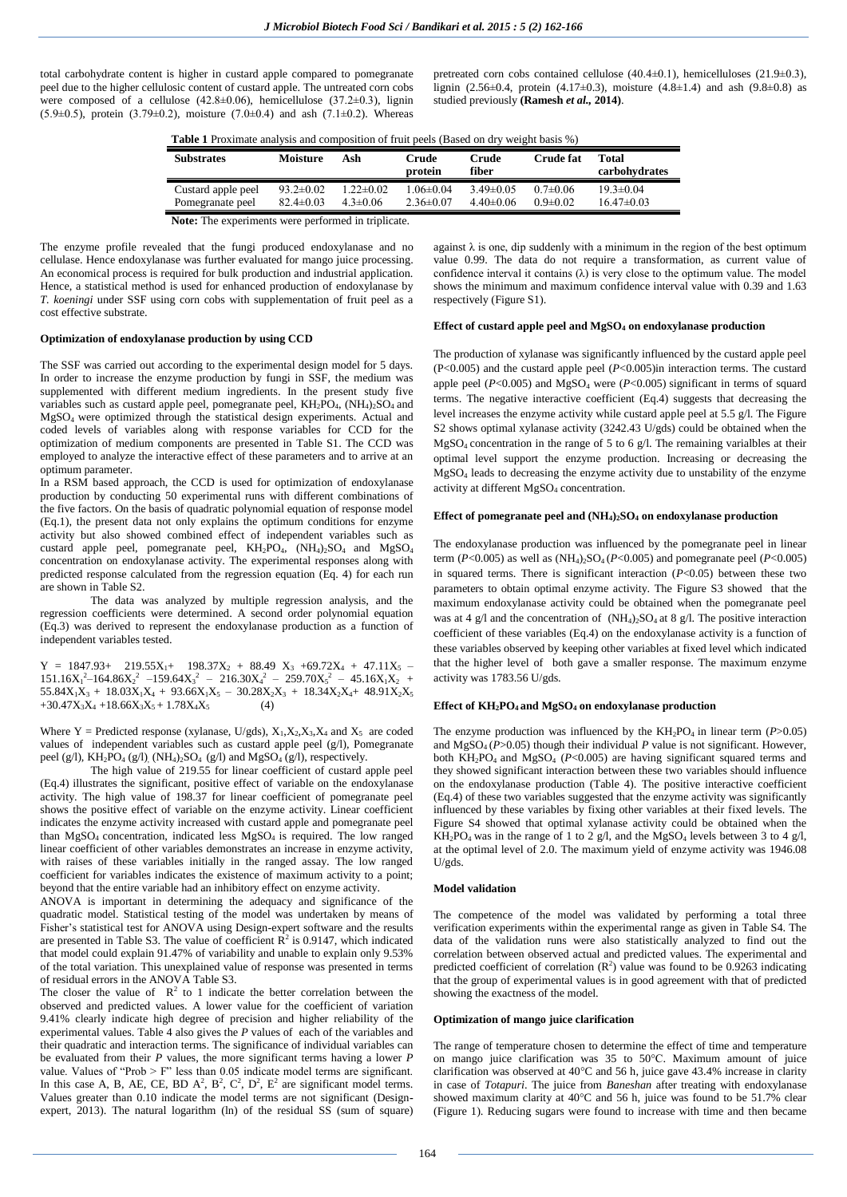total carbohydrate content is higher in custard apple compared to pomegranate peel due to the higher cellulosic content of custard apple. The untreated corn cobs were composed of a cellulose (42.8±0.06), hemicellulose (37.2±0.3), lignin (5.9±0.5), protein (3.79±0.2), moisture (7.0±0.4) and ash (7.1±0.2). Whereas pretreated corn cobs contained cellulose (40.4±0.1), hemicelluloses (21.9±0.3), lignin (2.56±0.4, protein (4.17±0.3), moisture (4.8±1.4) and ash (9.8±0.8) as studied previously **(Ramesh *et al.*, 2014)**.

**Table 1** Proximate analysis and composition of fruit peels (Based on dry weight basis %)

| Substrates | Moisture | Ash | Crude protein | Crude fiber | Crude fat | Total carbohydrates |
|---|---|---|---|---|---|---|
| Custard apple peel | 93.2±0.02 | 1.22±0.02 | 1.06±0.04 | 3.49±0.05 | 0.7±0.06 | 19.3±0.04 |
| Pomegranate peel | 82.4±0.03 | 4.3±0.06 | 2.36±0.07 | 4.40±0.06 | 0.9±0.02 | 16.47±0.03 |

**Note:** The experiments were performed in triplicate.

The enzyme profile revealed that the fungi produced endoxylanase and no cellulase. Hence endoxylanase was further evaluated for mango juice processing. An economical process is required for bulk production and industrial application. Hence, a statistical method is used for enhanced production of endoxylanase by *T. koeningi* under SSF using corn cobs with supplementation of fruit peel as a cost effective substrate.

#### Optimization of endoxylanase production by using CCD

The SSF was carried out according to the experimental design model for 5 days. In order to increase the enzyme production by fungi in SSF, the medium was supplemented with different medium ingredients. In the present study five variables such as custard apple peel, pomegranate peel, $KH_2PO_4$, $(NH_4)_2SO_4$ and $MgSO_4$ were optimized through the statistical design experiments. Actual and coded levels of variables along with response variables for CCD for the optimization of medium components are presented in Table S1. The CCD was employed to analyze the interactive effect of these parameters and to arrive at an optimum parameter.

In a RSM based approach, the CCD is used for optimization of endoxylanase production by conducting 50 experimental runs with different combinations of the five factors. On the basis of quadratic polynomial equation of response model (Eq.1), the present data not only explains the optimum conditions for enzyme activity but also showed combined effect of independent variables such as custard apple peel, pomegranate peel, $KH_2PO_4$, $(NH_4)_2SO_4$ and $MgSO_4$ concentration on endoxylanase activity. The experimental responses along with predicted response calculated from the regression equation (Eq. 4) for each run are shown in Table S2.

The data was analyzed by multiple regression analysis, and the regression coefficients were determined. A second order polynomial equation (Eq.3) was derived to represent the endoxylanase production as a function of independent variables tested.

$$Y = 1847.93 + 219.55X_1 + 198.37X_2 + 88.49X_3 + 69.72X_4 + 47.11X_5 - 151.16X_1^2 - 164.86X_2^2 - 159.64X_3^2 - 216.30X_4^2 - 259.70X_5^2 - 45.16X_1X_2 + 55.84X_1X_3 + 18.03X_1X_4 + 93.66X_1X_5 - 30.28X_2X_3 + 18.34X_2X_4 + 48.91X_2X_5 + 30.47X_3X_4 + 18.66X_3X_5 + 1.78X_4X_5 \quad (4)$$

Where Y = Predicted response (xylanase, U/gds), $X_1, X_2, X_3, X_4$ and $X_5$ are coded values of independent variables such as custard apple peel (g/l), Pomegranate peel (g/l), $KH_2PO_4$ (g/l), $(NH_4)_2SO_4$ (g/l) and $MgSO_4$ (g/l), respectively.

The high value of 219.55 for linear coefficient of custard apple peel (Eq.4) illustrates the significant, positive effect of variable on the endoxylanase activity. The high value of 198.37 for linear coefficient of pomegranate peel shows the positive effect of variable on the enzyme activity. Linear coefficient indicates the enzyme activity increased with custard apple and pomegranate peel than $MgSO_4$ concentration, indicated less $MgSO_4$ is required. The low ranged linear coefficient of other variables demonstrates an increase in enzyme activity, with raises of these variables initially in the ranged assay. The low ranged coefficient for variables indicates the existence of maximum activity to a point; beyond that the entire variable had an inhibitory effect on enzyme activity.

ANOVA is important in determining the adequacy and significance of the quadratic model. Statistical testing of the model was undertaken by means of Fisher's statistical test for ANOVA using Design-expert software and the results are presented in Table S3. The value of coefficient $R^2$ is 0.9147, which indicated that model could explain 91.47% of variability and unable to explain only 9.53% of the total variation. This unexplained value of response was presented in terms of residual errors in the ANOVA Table S3.

The closer the value of $R^2$ to 1 indicate the better correlation between the observed and predicted values. A lower value for the coefficient of variation 9.41% clearly indicate high degree of precision and higher reliability of the experimental values. Table 4 also gives the *P* values of each of the variables and their quadratic and interaction terms. The significance of individual variables can be evaluated from their *P* values, the more significant terms having a lower *P* value. Values of "Prob > F" less than 0.05 indicate model terms are significant. In this case A, B, AE, CE, BD $A^2$, $B^2$, $C^2$, $D^2$, $E^2$ are significant model terms. Values greater than 0.10 indicate the model terms are not significant (Design-expert, 2013). The natural logarithm (ln) of the residual SS (sum of square) against λ is one, dip suddenly with a minimum in the region of the best optimum value 0.99. The data do not require a transformation, as current value of confidence interval it contains (λ) is very close to the optimum value. The model shows the minimum and maximum confidence interval value with 0.39 and 1.63 respectively (Figure S1).

#### Effect of custard apple peel and $MgSO_4$ on endoxylanase production

The production of xylanase was significantly influenced by the custard apple peel ($P$<0.005) and the custard apple peel ($P$<0.005)in interaction terms. The custard apple peel ($P$<0.005) and $MgSO_4$ were ($P$<0.005) significant in terms of squard terms. The negative interactive coefficient (Eq.4) suggests that decreasing the level increases the enzyme activity while custard apple peel at 5.5 g/l. The Figure S2 shows optimal xylanase activity (3242.43 U/gds) could be obtained when the $MgSO_4$ concentration in the range of 5 to 6 g/l. The remaining varialbles at their optimal level support the enzyme production. Increasing or decreasing the $MgSO_4$ leads to decreasing the enzyme activity due to unstability of the enzyme activity at different $MgSO_4$ concentration.

#### Effect of pomegranate peel and $(NH_4)_2SO_4$ on endoxylanase production

The endoxylanase production was influenced by the pomegranate peel in linear term ($P$<0.005) as well as $(NH_4)_2SO_4$ ($P$<0.005) and pomegranate peel ($P$<0.005) in squared terms. There is significant interaction ($P$<0.05) between these two parameters to obtain optimal enzyme activity. The Figure S3 showed that the maximum endoxylanase activity could be obtained when the pomegranate peel was at 4 g/l and the concentration of $(NH_4)_2SO_4$ at 8 g/l. The positive interaction coefficient of these variables (Eq.4) on the endoxylanase activity is a function of these variables observed by keeping other variables at fixed level which indicated that the higher level of both gave a smaller response. The maximum enzyme activity was 1783.56 U/gds.

#### Effect of $KH_2PO_4$ and $MgSO_4$ on endoxylanase production

The enzyme production was influenced by the $KH_2PO_4$ in linear term ($P$>0.05) and $MgSO_4$ ($P$>0.05) though their individual *P* value is not significant. However, both $KH_2PO_4$ and $MgSO_4$ ($P$<0.005) are having significant squared terms and they showed significant interaction between these two variables should influence on the endoxylanase production (Table 4). The positive interactive coefficient (Eq.4) of these two variables suggested that the enzyme activity was significantly influenced by these variables by fixing other variables at their fixed levels. The Figure S4 showed that optimal xylanase activity could be obtained when the $KH_2PO_4$ was in the range of 1 to 2 g/l, and the $MgSO_4$ levels between 3 to 4 g/l, at the optimal level of 2.0. The maximum yield of enzyme activity was 1946.08 U/gds.

#### Model validation

The competence of the model was validated by performing a total three verification experiments within the experimental range as given in Table S4. The data of the validation runs were also statistically analyzed to find out the correlation between observed actual and predicted values. The experimental and predicted coefficient of correlation ($R^2$) value was found to be 0.9263 indicating that the group of experimental values is in good agreement with that of predicted showing the exactness of the model.

#### Optimization of mango juice clarification

The range of temperature chosen to determine the effect of time and temperature on mango juice clarification was 35 to 50°C. Maximum amount of juice clarification was observed at 40°C and 56 h, juice gave 43.4% increase in clarity in case of *Totapuri*. The juice from *Baneshan* after treating with endoxylanase showed maximum clarity at 40°C and 56 h, juice was found to be 51.7% clear (Figure 1). Reducing sugars were found to increase with time and then became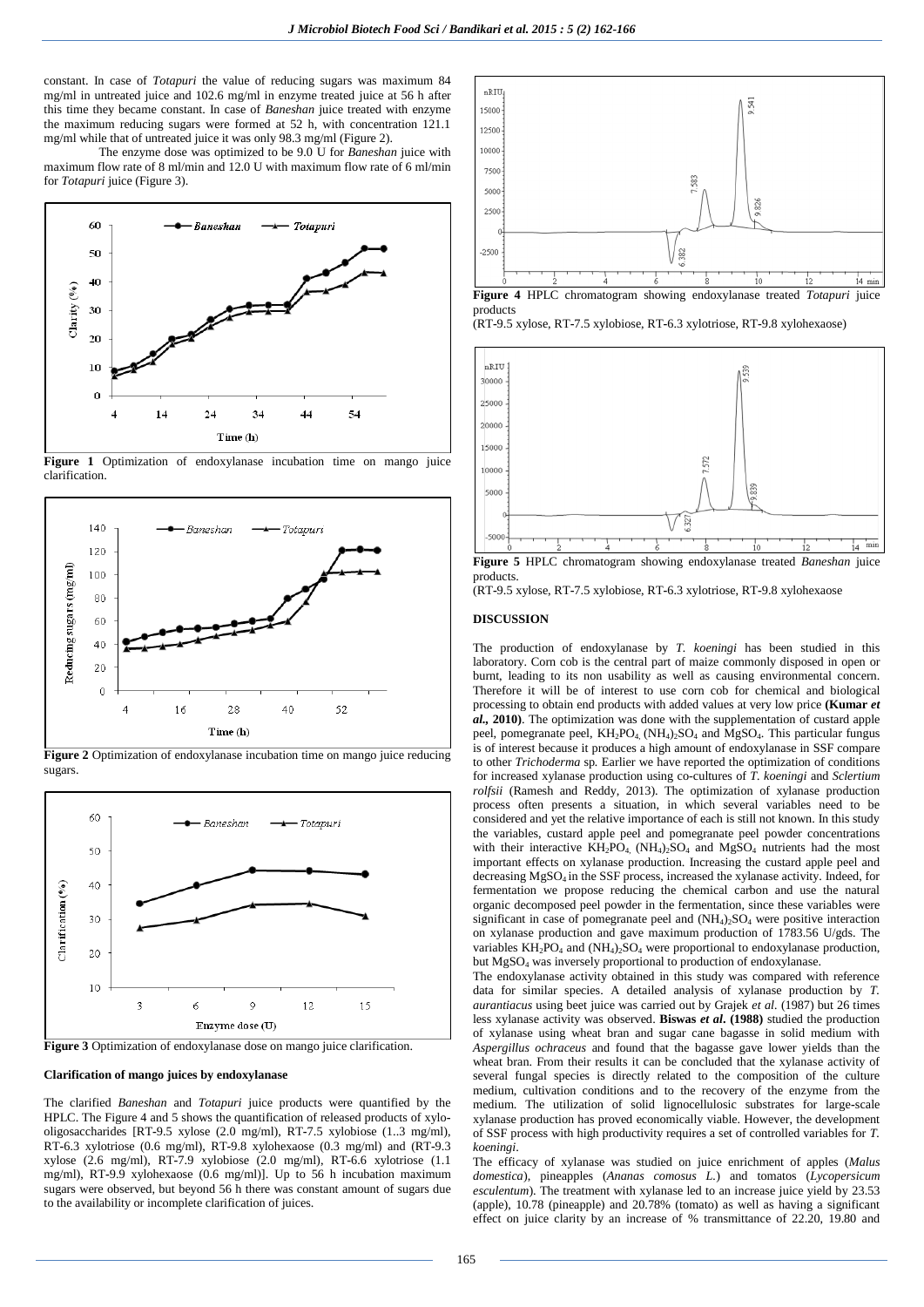constant. In case of *Totapuri* the value of reducing sugars was maximum 84 mg/ml in untreated juice and 102.6 mg/ml in enzyme treated juice at 56 h after this time they became constant. In case of *Baneshan* juice treated with enzyme the maximum reducing sugars were formed at 52 h, with concentration 121.1 mg/ml while that of untreated juice it was only 98.3 mg/ml (Figure 2).

The enzyme dose was optimized to be 9.0 U for *Baneshan* juice with maximum flow rate of 8 ml/min and 12.0 U with maximum flow rate of 6 ml/min for *Totapuri* juice (Figure 3).

**Figure 1** Optimization of endoxylanase incubation time on mango juice clarification.

**Figure 2** Optimization of endoxylanase incubation time on mango juice reducing sugars.

**Figure 3** Optimization of endoxylanase dose on mango juice clarification.

### Clarification of mango juices by endoxylanase

The clarified *Baneshan* and *Totapuri* juice products were quantified by the HPLC. The Figure 4 and 5 shows the quantification of released products of xylo-oligosaccharides [RT-9.5 xylose (2.0 mg/ml), RT-7.5 xylobiose (1..3 mg/ml), RT-6.3 xylotriose (0.6 mg/ml), RT-9.8 xylohexaose (0.3 mg/ml) and (RT-9.3 xylose (2.6 mg/ml), RT-7.9 xylobiose (2.0 mg/ml), RT-6.6 xylotriose (1.1 mg/ml), RT-9.9 xylohexaose (0.6 mg/ml)]. Up to 56 h incubation maximum sugars were observed, but beyond 56 h there was constant amount of sugars due to the availability or incomplete clarification of juices.

**Figure 4** HPLC chromatogram showing endoxylanase treated *Totapuri* juice products

(RT-9.5 xylose, RT-7.5 xylobiose, RT-6.3 xylotriose, RT-9.8 xylohexaose)

**Figure 5** HPLC chromatogram showing endoxylanase treated *Baneshan* juice products.

(RT-9.5 xylose, RT-7.5 xylobiose, RT-6.3 xylotriose, RT-9.8 xylohexaose

## DISCUSSION

The production of endoxylanase by *T. koeningi* has been studied in this laboratory. Corn cob is the central part of maize commonly disposed in open or burnt, leading to its non usability as well as causing environmental concern. Therefore it will be of interest to use corn cob for chemical and biological processing to obtain end products with added values at very low price **(Kumar *et al.*, 2010)**. The optimization was done with the supplementation of custard apple peel, pomegranate peel, $KH_2PO_4$, $(NH_4)_2SO_4$ and $MgSO_4$. This particular fungus is of interest because it produces a high amount of endoxylanase in SSF compare to other *Trichoderma* sp. Earlier we have reported the optimization of conditions for increased xylanase production using co-cultures of *T. koeningi* and *Sclertium rolfsii* (Ramesh and Reddy, 2013). The optimization of xylanase production process often presents a situation, in which several variables need to be considered and yet the relative importance of each is still not known. In this study the variables, custard apple peel and pomegranate peel powder concentrations with their interactive $KH_2PO_4$, $(NH_4)_2SO_4$ and $MgSO_4$ nutrients had the most important effects on xylanase production. Increasing the custard apple peel and decreasing $MgSO_4$ in the SSF process, increased the xylanase activity. Indeed, for fermentation we propose reducing the chemical carbon and use the natural organic decomposed peel powder in the fermentation, since these variables were significant in case of pomegranate peel and $(NH_4)_2SO_4$ were positive interaction on xylanase production and gave maximum production of 1783.56 U/gds. The variables $KH_2PO_4$ and $(NH_4)_2SO_4$ were proportional to endoxylanase production, but $MgSO_4$ was inversely proportional to production of endoxylanase.

The endoxylanase activity obtained in this study was compared with reference data for similar species. A detailed analysis of xylanase production by *T. aurantiacus* using beet juice was carried out by Grajek *et al*. (1987) but 26 times less xylanase activity was observed. **Biswas *et al*. (1988)** studied the production of xylanase using wheat bran and sugar cane bagasse in solid medium with *Aspergillus ochraceus* and found that the bagasse gave lower yields than the wheat bran. From their results it can be concluded that the xylanase activity of several fungal species is directly related to the composition of the culture medium, cultivation conditions and to the recovery of the enzyme from the medium. The utilization of solid lignocellulosic substrates for large-scale xylanase production has proved economically viable. However, the development of SSF process with high productivity requires a set of controlled variables for *T. koeningi*.

The efficacy of xylanase was studied on juice enrichment of apples (*Malus domestica*), pineapples (*Ananas comosus L.*) and tomatos (*Lycopersicum esculentum*). The treatment with xylanase led to an increase juice yield by 23.53 (apple), 10.78 (pineapple) and 20.78% (tomato) as well as having a significant effect on juice clarity by an increase of % transmittance of 22.20, 19.80 and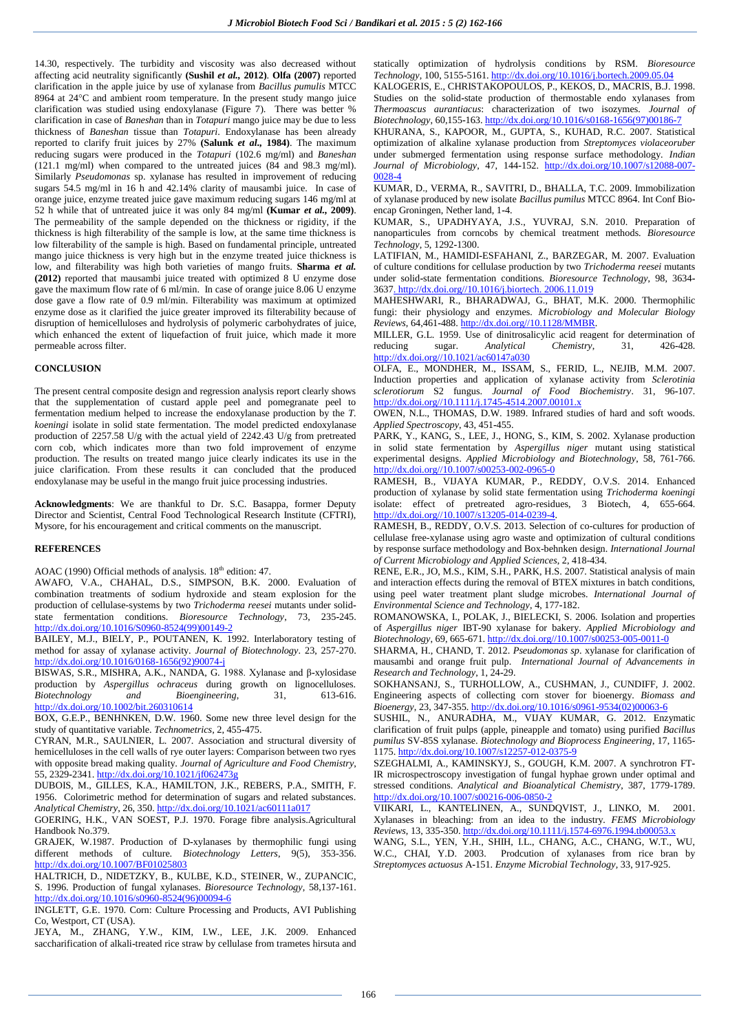14.30, respectively. The turbidity and viscosity was also decreased without affecting acid neutrality significantly **(Sushil *et al.*, 2012)**. **Olfa (2007)** reported clarification in the apple juice by use of xylanase from *Bacillus pumulis* MTCC 8964 at 24°C and ambient room temperature. In the present study mango juice clarification was studied using endoxylanase (Figure 7). There was better % clarification in case of *Baneshan* than in *Totapuri* mango juice may be due to less thickness of *Baneshan* tissue than *Totapuri*. Endoxylanase has been already reported to clarify fruit juices by 27% **(Salunk *et al.*, 1984)**. The maximum reducing sugars were produced in the *Totapuri* (102.6 mg/ml) and *Baneshan* (121.1 mg/ml) when compared to the untreated juices (84 and 98.3 mg/ml). Similarly *Pseudomonas* sp. xylanase has resulted in improvement of reducing sugars 54.5 mg/ml in 16 h and 42.14% clarity of mausambi juice. In case of orange juice, enzyme treated juice gave maximum reducing sugars 146 mg/ml at 52 h while that of untreated juice it was only 84 mg/ml **(Kumar *et al.*, 2009)**. The permeability of the sample depended on the thickness or rigidity, if the thickness is high filterability of the sample is low, at the same time thickness is low filterability of the sample is high. Based on fundamental principle, untreated mango juice thickness is very high but in the enzyme treated juice thickness is low, and filterability was high both varieties of mango fruits. **Sharma *et al.* (2012)** reported that mausambi juice treated with optimized 8 U enzyme dose gave the maximum flow rate of 6 ml/min. In case of orange juice 8.06 U enzyme dose gave a flow rate of 0.9 ml/min. Filterability was maximum at optimized enzyme dose as it clarified the juice greater improved its filterability because of disruption of hemicelluloses and hydrolysis of polymeric carbohydrates of juice, which enhanced the extent of liquefaction of fruit juice, which made it more permeable across filter.

## CONCLUSION

The present central composite design and regression analysis report clearly shows that the supplementation of custard apple peel and pomegranate peel to fermentation medium helped to increase the endoxylanase production by the *T. koeningi* isolate in solid state fermentation. The model predicted endoxylanase production of 2257.58 U/g with the actual yield of 2242.43 U/g from pretreated corn cob, which indicates more than two fold improvement of enzyme production. The results on treated mango juice clearly indicates its use in the juice clarification. From these results it can concluded that the produced endoxylanase may be useful in the mango fruit juice processing industries.

**Acknowledgments**: We are thankful to Dr. S.C. Basappa, former Deputy Director and Scientist, Central Food Technological Research Institute (CFTRI), Mysore, for his encouragement and critical comments on the manuscript.

## REFERENCES

AOAC (1990) Official methods of analysis. 18th edition: 47.

AWAFO, V.A., CHAHAL, D.S., SIMPSON, B.K. 2000. Evaluation of combination treatments of sodium hydroxide and steam explosion for the production of cellulase-systems by two *Trichoderma reesei* mutants under solid-state fermentation conditions. *Bioresource Technology*, 73, 235-245. http://dx.doi.org/10.1016/S0960-8524(99)00149-2

BAILEY, M.J., BIELY, P., POUTANEN, K. 1992. Interlaboratory testing of method for assay of xylanase activity. *Journal of Biotechnology*. 23, 257-270. http://dx.doi.org/10.1016/0168-1656(92)90074-j

BISWAS, S.R., MISHRA, A.K., NANDA, G. 1988. Xylanase and β-xylosidase production by *Aspergillus ochraceus* during growth on lignocelluloses. *Biotechnology and Bioengineering*, 31, 613-616. http://dx.doi.org/10.1002/bit.260310614

BOX, G.E.P., BENHNKEN, D.W. 1960. Some new three level design for the study of quantitative variable. *Technometrics*, 2, 455-475.

CYRAN, M.R., SAULNIER, L. 2007. Association and structural diversity of hemicelluloses in the cell walls of rye outer layers: Comparison between two ryes with opposite bread making quality. *Journal of Agriculture and Food Chemistry*, 55, 2329-2341. http://dx.doi.org/10.1021/jf062473g

DUBOIS, M., GILLES, K.A., HAMILTON, J.K., REBERS, P.A., SMITH, F. 1956. Colorimetric method for determination of sugars and related substances. *Analytical Chemistry*, 26, 350. http://dx.doi.org/10.1021/ac60111a017

GOERING, H.K., VAN SOEST, P.J. 1970. Forage fibre analysis.Agricultural Handbook No.379.

GRAJEK, W.1987. Production of D-xylanases by thermophilic fungi using different methods of culture. *Biotechnology Letters*, 9(5), 353-356. http://dx.doi.org/10.1007/BF01025803

HALTRICH, D., NIDETZKY, B., KULBE, K.D., STEINER, W., ZUPANCIC, S. 1996. Production of fungal xylanases. *Bioresource Technology*, 58,137-161. http://dx.doi.org/10.1016/s0960-8524(96)00094-6

INGLETT, G.E. 1970. Corn: Culture Processing and Products, AVI Publishing Co, Westport, CT (USA).

JEYA, M., ZHANG, Y.W., KIM, I.W., LEE, J.K. 2009. Enhanced saccharification of alkali-treated rice straw by cellulase from trametes hirsuta and statically optimization of hydrolysis conditions by RSM. *Bioresource Technology*, 100, 5155-5161. http://dx.doi.org/10.1016/j.bortech.2009.05.04

KALOGERIS, E., CHRISTAKOPOULOS, P., KEKOS, D., MACRIS, B.J. 1998. Studies on the solid-state production of thermostable endo xylanases from *Thermoascus aurantiacus*: characterization of two isozymes. *Journal of Biotechnology*, 60,155-163. http://dx.doi.org/10.1016/s0168-1656(97)00186-7

KHURANA, S., KAPOOR, M., GUPTA, S., KUHAD, R.C. 2007. Statistical optimization of alkaline xylanase production from *Streptomyces violaceoruber* under submerged fermentation using response surface methodology. *Indian Journal of Microbiology*, 47, 144-152. http://dx.doi.org/10.1007/s12088-007-0028-4

KUMAR, D., VERMA, R., SAVITRI, D., BHALLA, T.C. 2009. Immobilization of xylanase produced by new isolate *Bacillus pumilus* MTCC 8964. Int Conf Bio-encap Groningen, Nether land, 1-4.

KUMAR, S., UPADHYAYA, J.S., YUVRAJ, S.N. 2010. Preparation of nanoparticules from corncobs by chemical treatment methods. *Bioresource Technology*, 5, 1292-1300.

LATIFIAN, M., HAMIDI-ESFAHANI, Z., BARZEGAR, M. 2007. Evaluation of culture conditions for cellulase production by two *Trichoderma reesei* mutants under solid-state fermentation conditions. *Bioresource Technology*, 98, 3634-3637. http://dx.doi.org//10.1016/j.biortech. 2006.11.019

MAHESHWARI, R., BHARADWAJ, G., BHAT, M.K. 2000. Thermophilic fungi: their physiology and enzymes. *Microbiology and Molecular Biology Reviews*, 64,461-488. http://dx.doi.org//10.1128/MMBR.

MILLER, G.L. 1959. Use of dinitrosalicylic acid reagent for determination of reducing sugar. *Analytical Chemistry*, 31, 426-428. http://dx.doi.org//10.1021/ac60147a030

OLFA, E., MONDHER, M., ISSAM, S., FERID, L., NEJIB, M.M. 2007. Induction properties and application of xylanase activity from *Sclerotinia sclerotiorum* S2 fungus. *Journal of Food Biochemistry*. 31, 96-107. http://dx.doi.org//10.1111/j.1745-4514.2007.00101.x

OWEN, N.L., THOMAS, D.W. 1989. Infrared studies of hard and soft woods. *Applied Spectroscopy*, 43, 451-455.

PARK, Y., KANG, S., LEE, J., HONG, S., KIM, S. 2002. Xylanase production in solid state fermentation by *Aspergillus niger* mutant using statistical experimental designs. *Applied Microbiology and Biotechnology*, 58, 761-766. http://dx.doi.org//10.1007/s00253-002-0965-0

RAMESH, B., VIJAYA KUMAR, P., REDDY, O.V.S. 2014. Enhanced production of xylanase by solid state fermentation using *Trichoderma koeningi* isolate: effect of pretreated agro-residues, 3 Biotech, 4, 655-664. http://dx.doi.org//10.1007/s13205-014-0239-4.

RAMESH, B., REDDY, O.V.S. 2013. Selection of co-cultures for production of cellulase free-xylanase using agro waste and optimization of cultural conditions by response surface methodology and Box-behnken design. *International Journal of Current Microbiology and Applied Sciences*, 2, 418-434.

RENE, E.R., JO, M.S., KIM, S.H., PARK, H.S. 2007. Statistical analysis of main and interaction effects during the removal of BTEX mixtures in batch conditions, using peel water treatment plant sludge microbes. *International Journal of Environmental Science and Technology*, 4, 177-182.

ROMANOWSKA, I., POLAK, J., BIELECKI, S. 2006. Isolation and properties of *Aspergillus niger* IBT-90 xylanase for bakery. *Applied Microbiology and Biotechnology*, 69, 665-671. http://dx.doi.org//10.1007/s00253-005-0011-0

SHARMA, H., CHAND, T. 2012. *Pseudomonas sp*. xylanase for clarification of mausambi and orange fruit pulp. *International Journal of Advancements in Research and Technology*, 1, 24-29.

SOKHANSANJ, S., TURHOLLOW, A., CUSHMAN, J., CUNDIFF, J. 2002. Engineering aspects of collecting corn stover for bioenergy. *Biomass and Bioenergy*, 23, 347-355. http://dx.doi.org/10.1016/s0961-9534(02)00063-6

SUSHIL, N., ANURADHA, M., VIJAY KUMAR, G. 2012. Enzymatic clarification of fruit pulps (apple, pineapple and tomato) using purified *Bacillus pumilus* SV-85S xylanase. *Biotechnology and Bioprocess Engineering*, 17, 1165-1175. http://dx.doi.org/10.1007/s12257-012-0375-9

SZEGHALMI, A., KAMINSKYJ, S., GOUGH, K.M. 2007. A synchrotron FT-IR microspectroscopy investigation of fungal hyphae grown under optimal and stressed conditions. *Analytical and Bioanalytical Chemistry*, 387, 1779-1789. http://dx.doi.org/10.1007/s00216-006-0850-2

VIIKARI, L., KANTELINEN, A., SUNDQVIST, J., LINKO, M. 2001. Xylanases in bleaching: from an idea to the industry. *FEMS Microbiology Reviews*, 13, 335-350. http://dx.doi.org/10.1111/j.1574-6976.1994.tb00053.x

WANG, S.L., YEN, Y.H., SHIH, I.L., CHANG, A.C., CHANG, W.T., WU, W.C., CHAI, Y.D. 2003. Prodcution of xylanases from rice bran by *Streptomyces actuosus* A-151. *Enzyme Microbial Technology*, 33, 917-925.